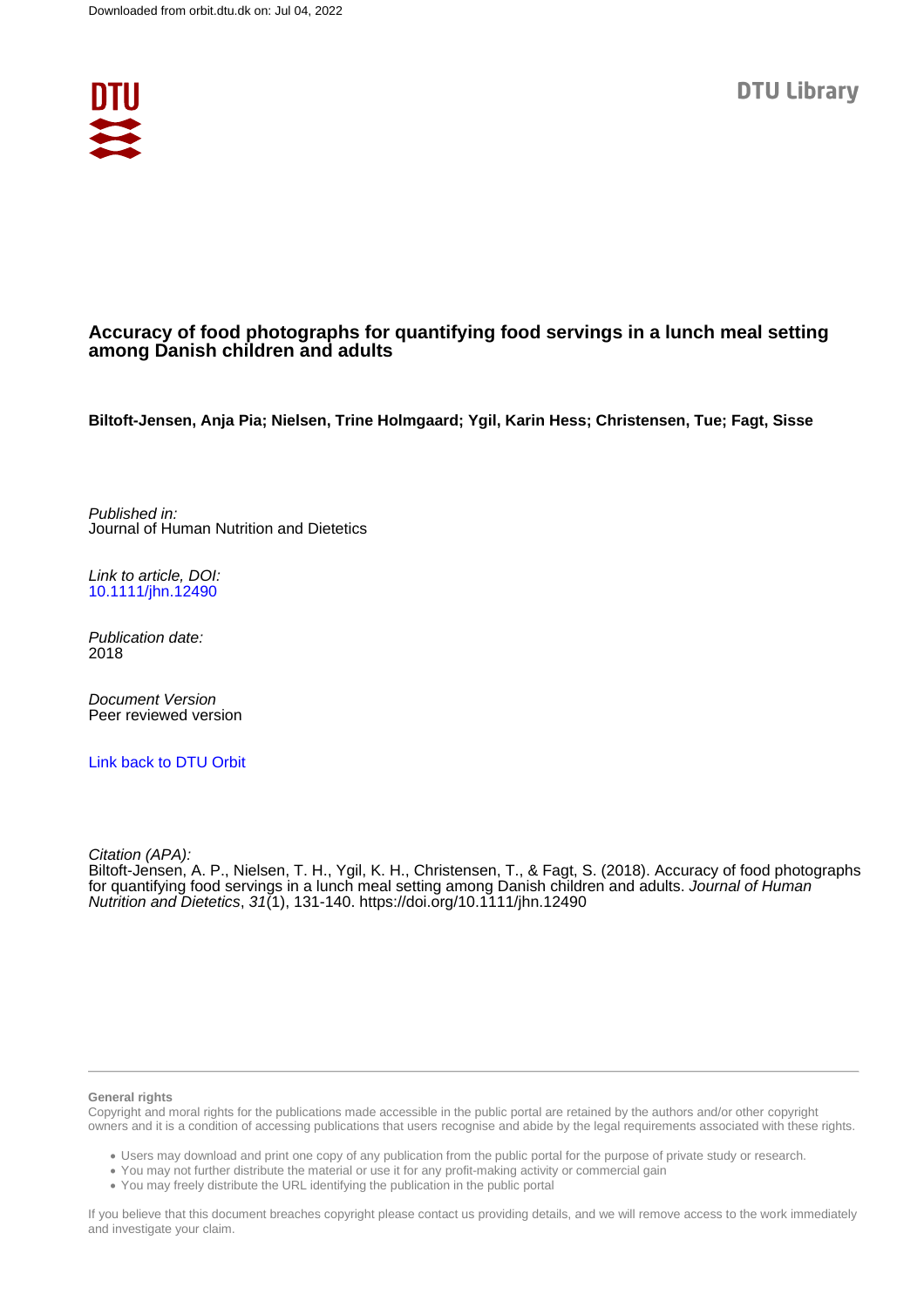Downloaded from orbit.dtu.dk on: Jul 04, 2022

DTU Library

# Accuracy of food photographs for quantifying food servings in a lunch meal setting among Danish children and adults

**Biltoft-Jensen, Anja Pia; Nielsen, Trine Holmgaard; Ygil, Karin Hess; Christensen, Tue; Fagt, Sisse**

*Published in:*
Journal of Human Nutrition and Dietetics

*Link to article, DOI:*
10.1111/jhn.12490

*Publication date:*
2018

*Document Version*
Peer reviewed version

Link back to DTU Orbit

*Citation (APA):*
Biltoft-Jensen, A. P., Nielsen, T. H., Ygil, K. H., Christensen, T., & Fagt, S. (2018). Accuracy of food photographs for quantifying food servings in a lunch meal setting among Danish children and adults. *Journal of Human Nutrition and Dietetics*, *31*(1), 131-140. https://doi.org/10.1111/jhn.12490

**General rights**

Copyright and moral rights for the publications made accessible in the public portal are retained by the authors and/or other copyright owners and it is a condition of accessing publications that users recognise and abide by the legal requirements associated with these rights.

- Users may download and print one copy of any publication from the public portal for the purpose of private study or research.
- You may not further distribute the material or use it for any profit-making activity or commercial gain
- You may freely distribute the URL identifying the publication in the public portal

If you believe that this document breaches copyright please contact us providing details, and we will remove access to the work immediately and investigate your claim.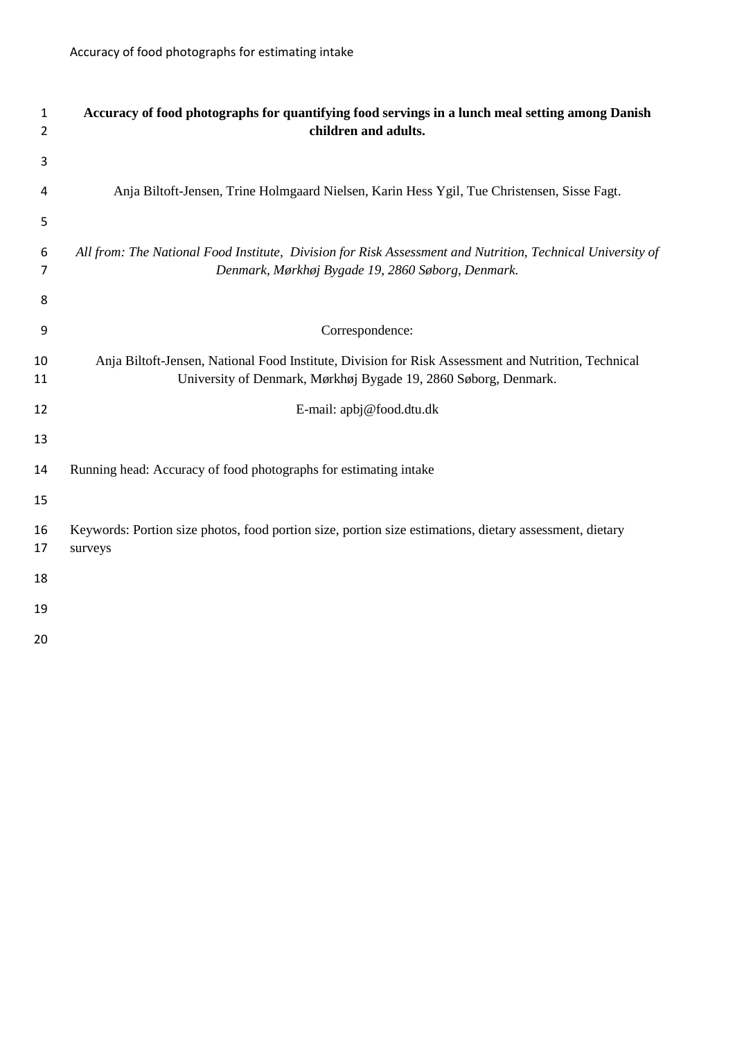# Accuracy of food photographs for quantifying food servings in a lunch meal setting among Danish children and adults.

Anja Biltoft-Jensen, Trine Holmgaard Nielsen, Karin Hess Ygil, Tue Christensen, Sisse Fagt.

*All from: The National Food Institute, Division for Risk Assessment and Nutrition, Technical University of Denmark, Mørkhøj Bygade 19, 2860 Søborg, Denmark.*

Correspondence:

Anja Biltoft-Jensen, National Food Institute, Division for Risk Assessment and Nutrition, Technical University of Denmark, Mørkhøj Bygade 19, 2860 Søborg, Denmark.

E-mail: apbj@food.dtu.dk

Running head: Accuracy of food photographs for estimating intake

Keywords: Portion size photos, food portion size, portion size estimations, dietary assessment, dietary surveys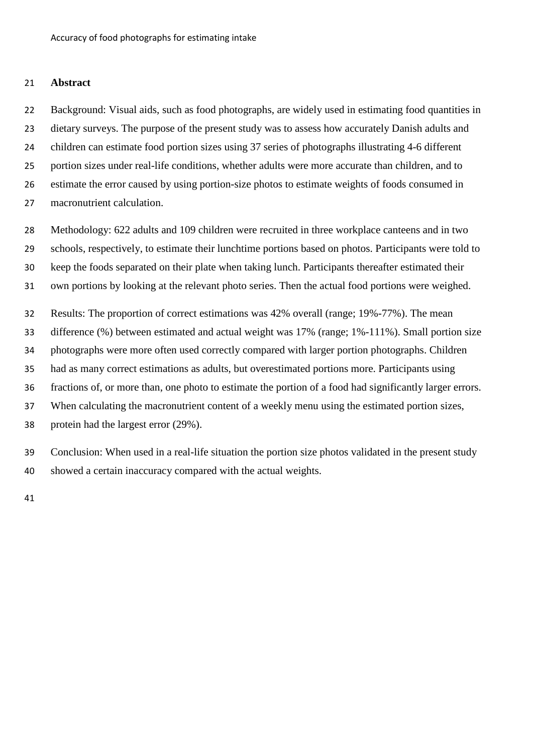## Abstract

Background: Visual aids, such as food photographs, are widely used in estimating food quantities in dietary surveys. The purpose of the present study was to assess how accurately Danish adults and children can estimate food portion sizes using 37 series of photographs illustrating 4-6 different portion sizes under real-life conditions, whether adults were more accurate than children, and to estimate the error caused by using portion-size photos to estimate weights of foods consumed in macronutrient calculation.

Methodology: 622 adults and 109 children were recruited in three workplace canteens and in two schools, respectively, to estimate their lunchtime portions based on photos. Participants were told to keep the foods separated on their plate when taking lunch. Participants thereafter estimated their own portions by looking at the relevant photo series. Then the actual food portions were weighed.

Results: The proportion of correct estimations was 42% overall (range; 19%-77%). The mean difference (%) between estimated and actual weight was 17% (range; 1%-111%). Small portion size photographs were more often used correctly compared with larger portion photographs. Children had as many correct estimations as adults, but overestimated portions more. Participants using fractions of, or more than, one photo to estimate the portion of a food had significantly larger errors. When calculating the macronutrient content of a weekly menu using the estimated portion sizes, protein had the largest error (29%).

Conclusion: When used in a real-life situation the portion size photos validated in the present study showed a certain inaccuracy compared with the actual weights.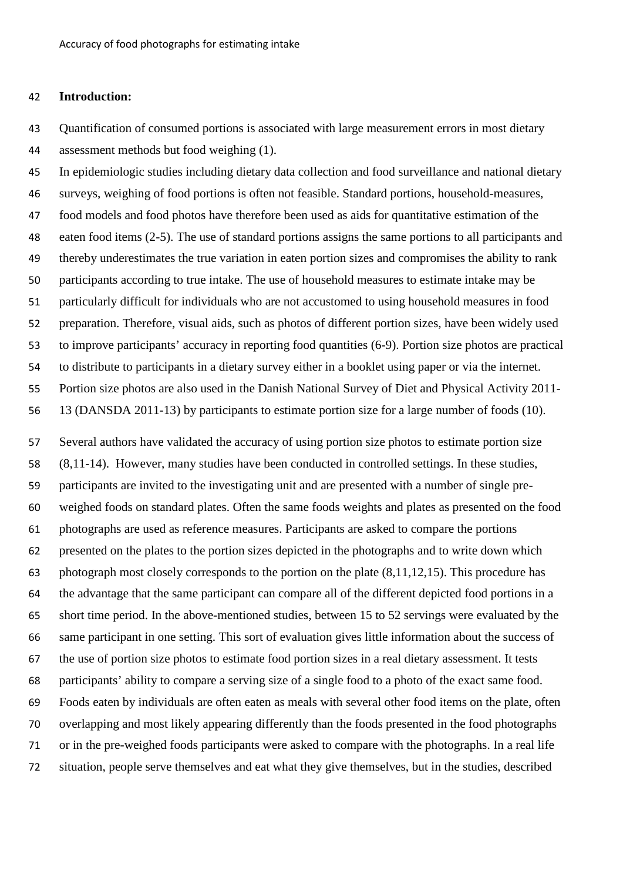**Introduction:**

Quantification of consumed portions is associated with large measurement errors in most dietary assessment methods but food weighing (1).

In epidemiologic studies including dietary data collection and food surveillance and national dietary surveys, weighing of food portions is often not feasible. Standard portions, household-measures, food models and food photos have therefore been used as aids for quantitative estimation of the eaten food items (2-5). The use of standard portions assigns the same portions to all participants and thereby underestimates the true variation in eaten portion sizes and compromises the ability to rank participants according to true intake. The use of household measures to estimate intake may be particularly difficult for individuals who are not accustomed to using household measures in food preparation. Therefore, visual aids, such as photos of different portion sizes, have been widely used to improve participants' accuracy in reporting food quantities (6-9). Portion size photos are practical to distribute to participants in a dietary survey either in a booklet using paper or via the internet. Portion size photos are also used in the Danish National Survey of Diet and Physical Activity 2011-13 (DANSDA 2011-13) by participants to estimate portion size for a large number of foods (10).

Several authors have validated the accuracy of using portion size photos to estimate portion size (8,11-14). However, many studies have been conducted in controlled settings. In these studies, participants are invited to the investigating unit and are presented with a number of single pre-weighed foods on standard plates. Often the same foods weights and plates as presented on the food photographs are used as reference measures. Participants are asked to compare the portions presented on the plates to the portion sizes depicted in the photographs and to write down which photograph most closely corresponds to the portion on the plate (8,11,12,15). This procedure has the advantage that the same participant can compare all of the different depicted food portions in a short time period. In the above-mentioned studies, between 15 to 52 servings were evaluated by the same participant in one setting. This sort of evaluation gives little information about the success of the use of portion size photos to estimate food portion sizes in a real dietary assessment. It tests participants' ability to compare a serving size of a single food to a photo of the exact same food. Foods eaten by individuals are often eaten as meals with several other food items on the plate, often overlapping and most likely appearing differently than the foods presented in the food photographs or in the pre-weighed foods participants were asked to compare with the photographs. In a real life situation, people serve themselves and eat what they give themselves, but in the studies, described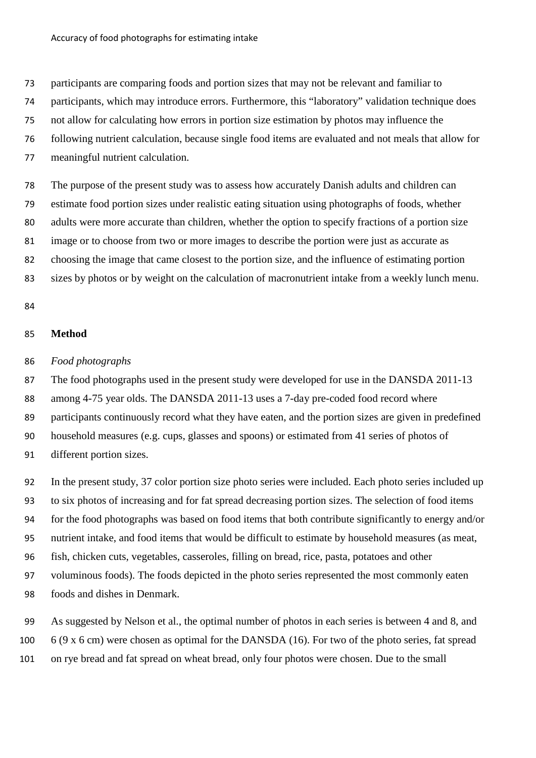participants are comparing foods and portion sizes that may not be relevant and familiar to participants, which may introduce errors. Furthermore, this "laboratory" validation technique does not allow for calculating how errors in portion size estimation by photos may influence the following nutrient calculation, because single food items are evaluated and not meals that allow for meaningful nutrient calculation.

The purpose of the present study was to assess how accurately Danish adults and children can estimate food portion sizes under realistic eating situation using photographs of foods, whether adults were more accurate than children, whether the option to specify fractions of a portion size image or to choose from two or more images to describe the portion were just as accurate as choosing the image that came closest to the portion size, and the influence of estimating portion sizes by photos or by weight on the calculation of macronutrient intake from a weekly lunch menu.

## Method

*Food photographs*

The food photographs used in the present study were developed for use in the DANSDA 2011-13 among 4-75 year olds. The DANSDA 2011-13 uses a 7-day pre-coded food record where participants continuously record what they have eaten, and the portion sizes are given in predefined household measures (e.g. cups, glasses and spoons) or estimated from 41 series of photos of different portion sizes.

In the present study, 37 color portion size photo series were included. Each photo series included up to six photos of increasing and for fat spread decreasing portion sizes. The selection of food items for the food photographs was based on food items that both contribute significantly to energy and/or nutrient intake, and food items that would be difficult to estimate by household measures (as meat, fish, chicken cuts, vegetables, casseroles, filling on bread, rice, pasta, potatoes and other voluminous foods). The foods depicted in the photo series represented the most commonly eaten foods and dishes in Denmark.

As suggested by Nelson et al., the optimal number of photos in each series is between 4 and 8, and 6 (9 x 6 cm) were chosen as optimal for the DANSDA (16). For two of the photo series, fat spread on rye bread and fat spread on wheat bread, only four photos were chosen. Due to the small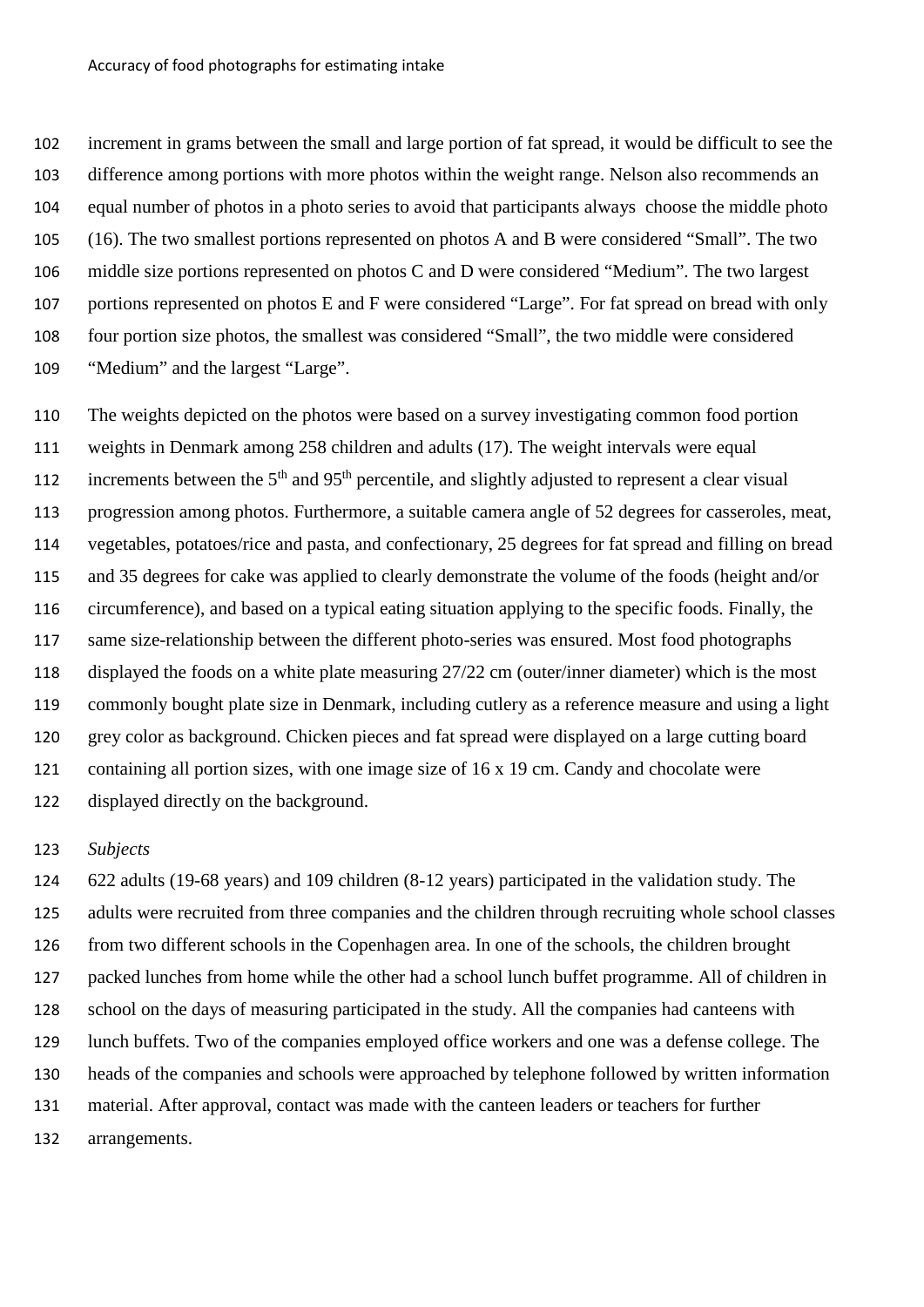increment in grams between the small and large portion of fat spread, it would be difficult to see the difference among portions with more photos within the weight range. Nelson also recommends an equal number of photos in a photo series to avoid that participants always choose the middle photo (16). The two smallest portions represented on photos A and B were considered "Small". The two middle size portions represented on photos C and D were considered "Medium". The two largest portions represented on photos E and F were considered "Large". For fat spread on bread with only four portion size photos, the smallest was considered "Small", the two middle were considered "Medium" and the largest "Large".

The weights depicted on the photos were based on a survey investigating common food portion weights in Denmark among 258 children and adults (17). The weight intervals were equal increments between the 5$^{th}$ and 95$^{th}$ percentile, and slightly adjusted to represent a clear visual progression among photos. Furthermore, a suitable camera angle of 52 degrees for casseroles, meat, vegetables, potatoes/rice and pasta, and confectionary, 25 degrees for fat spread and filling on bread and 35 degrees for cake was applied to clearly demonstrate the volume of the foods (height and/or circumference), and based on a typical eating situation applying to the specific foods. Finally, the same size-relationship between the different photo-series was ensured. Most food photographs displayed the foods on a white plate measuring 27/22 cm (outer/inner diameter) which is the most commonly bought plate size in Denmark, including cutlery as a reference measure and using a light grey color as background. Chicken pieces and fat spread were displayed on a large cutting board containing all portion sizes, with one image size of 16 x 19 cm. Candy and chocolate were displayed directly on the background.

*Subjects*

622 adults (19-68 years) and 109 children (8-12 years) participated in the validation study. The adults were recruited from three companies and the children through recruiting whole school classes from two different schools in the Copenhagen area. In one of the schools, the children brought packed lunches from home while the other had a school lunch buffet programme. All of children in school on the days of measuring participated in the study. All the companies had canteens with lunch buffets. Two of the companies employed office workers and one was a defense college. The heads of the companies and schools were approached by telephone followed by written information material. After approval, contact was made with the canteen leaders or teachers for further arrangements.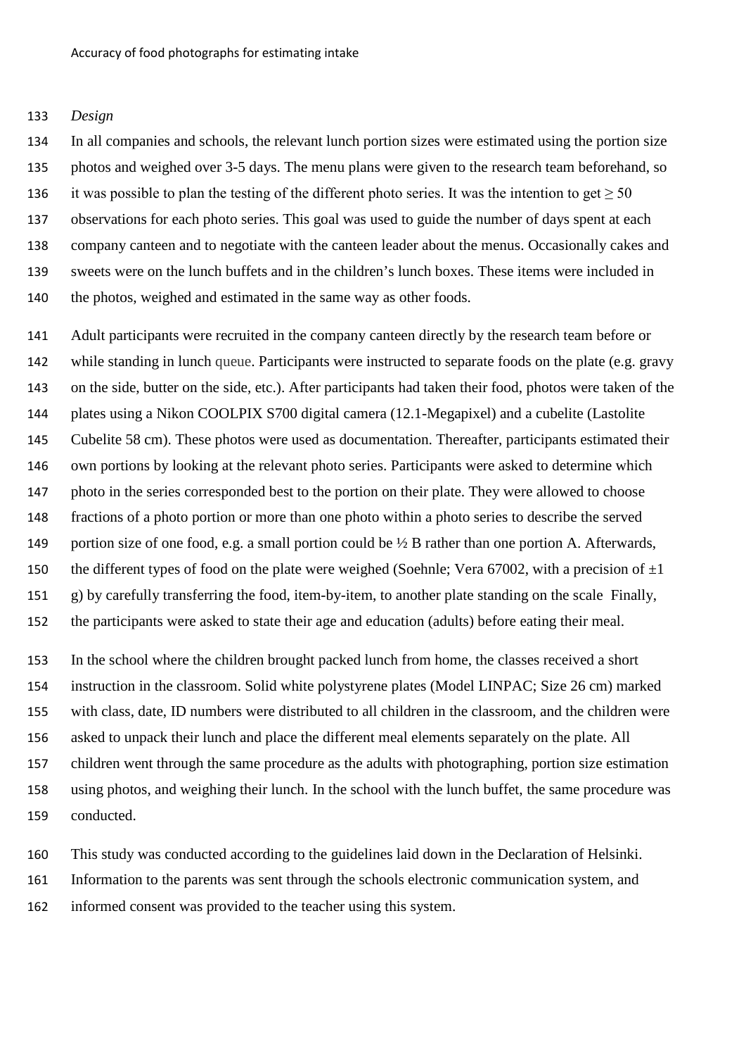*Design*

In all companies and schools, the relevant lunch portion sizes were estimated using the portion size photos and weighed over 3-5 days. The menu plans were given to the research team beforehand, so it was possible to plan the testing of the different photo series. It was the intention to get $\geq 50$ observations for each photo series. This goal was used to guide the number of days spent at each company canteen and to negotiate with the canteen leader about the menus. Occasionally cakes and sweets were on the lunch buffets and in the children's lunch boxes. These items were included in the photos, weighed and estimated in the same way as other foods.

Adult participants were recruited in the company canteen directly by the research team before or while standing in lunch queue. Participants were instructed to separate foods on the plate (e.g. gravy on the side, butter on the side, etc.). After participants had taken their food, photos were taken of the plates using a Nikon COOLPIX S700 digital camera (12.1-Megapixel) and a cubelite (Lastolite Cubelite 58 cm). These photos were used as documentation. Thereafter, participants estimated their own portions by looking at the relevant photo series. Participants were asked to determine which photo in the series corresponded best to the portion on their plate. They were allowed to choose fractions of a photo portion or more than one photo within a photo series to describe the served portion size of one food, e.g. a small portion could be ½ B rather than one portion A. Afterwards, the different types of food on the plate were weighed (Soehnle; Vera 67002, with a precision of ±1 g) by carefully transferring the food, item-by-item, to another plate standing on the scale Finally, the participants were asked to state their age and education (adults) before eating their meal.

In the school where the children brought packed lunch from home, the classes received a short instruction in the classroom. Solid white polystyrene plates (Model LINPAC; Size 26 cm) marked with class, date, ID numbers were distributed to all children in the classroom, and the children were asked to unpack their lunch and place the different meal elements separately on the plate. All children went through the same procedure as the adults with photographing, portion size estimation using photos, and weighing their lunch. In the school with the lunch buffet, the same procedure was conducted.

This study was conducted according to the guidelines laid down in the Declaration of Helsinki. Information to the parents was sent through the schools electronic communication system, and informed consent was provided to the teacher using this system.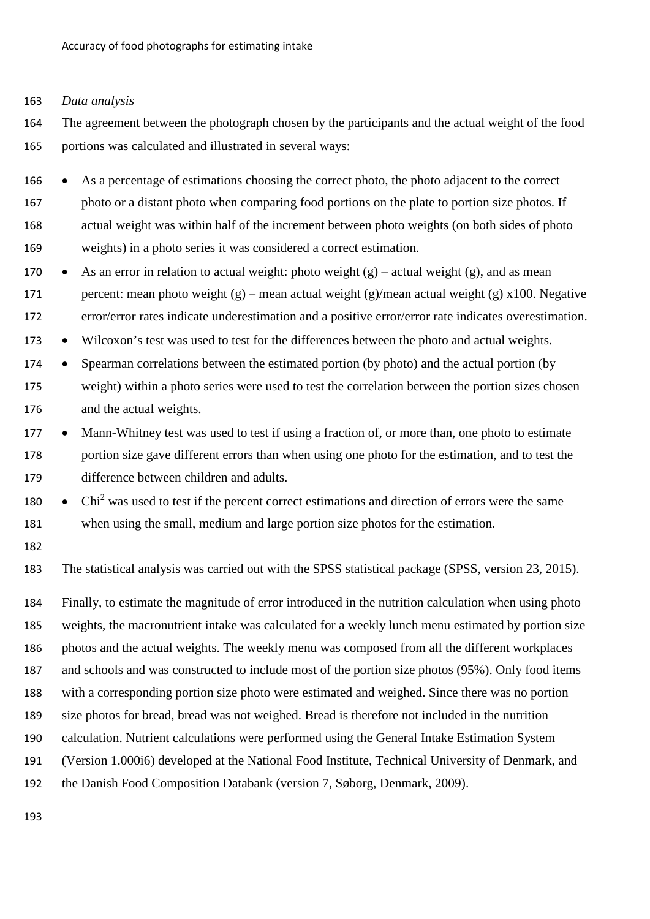*Data analysis*

The agreement between the photograph chosen by the participants and the actual weight of the food portions was calculated and illustrated in several ways:

- As a percentage of estimations choosing the correct photo, the photo adjacent to the correct photo or a distant photo when comparing food portions on the plate to portion size photos. If actual weight was within half of the increment between photo weights (on both sides of photo weights) in a photo series it was considered a correct estimation.
- As an error in relation to actual weight: photo weight (g) – actual weight (g), and as mean percent: mean photo weight (g) – mean actual weight (g)/mean actual weight (g) x100. Negative error/error rates indicate underestimation and a positive error/error rate indicates overestimation.
- Wilcoxon's test was used to test for the differences between the photo and actual weights.
- Spearman correlations between the estimated portion (by photo) and the actual portion (by weight) within a photo series were used to test the correlation between the portion sizes chosen and the actual weights.
- Mann-Whitney test was used to test if using a fraction of, or more than, one photo to estimate portion size gave different errors than when using one photo for the estimation, and to test the difference between children and adults.
- $Chi^2$ was used to test if the percent correct estimations and direction of errors were the same when using the small, medium and large portion size photos for the estimation.

The statistical analysis was carried out with the SPSS statistical package (SPSS, version 23, 2015).

Finally, to estimate the magnitude of error introduced in the nutrition calculation when using photo weights, the macronutrient intake was calculated for a weekly lunch menu estimated by portion size photos and the actual weights. The weekly menu was composed from all the different workplaces and schools and was constructed to include most of the portion size photos (95%). Only food items with a corresponding portion size photo were estimated and weighed. Since there was no portion size photos for bread, bread was not weighed. Bread is therefore not included in the nutrition calculation. Nutrient calculations were performed using the General Intake Estimation System (Version 1.000i6) developed at the National Food Institute, Technical University of Denmark, and the Danish Food Composition Databank (version 7, Søborg, Denmark, 2009).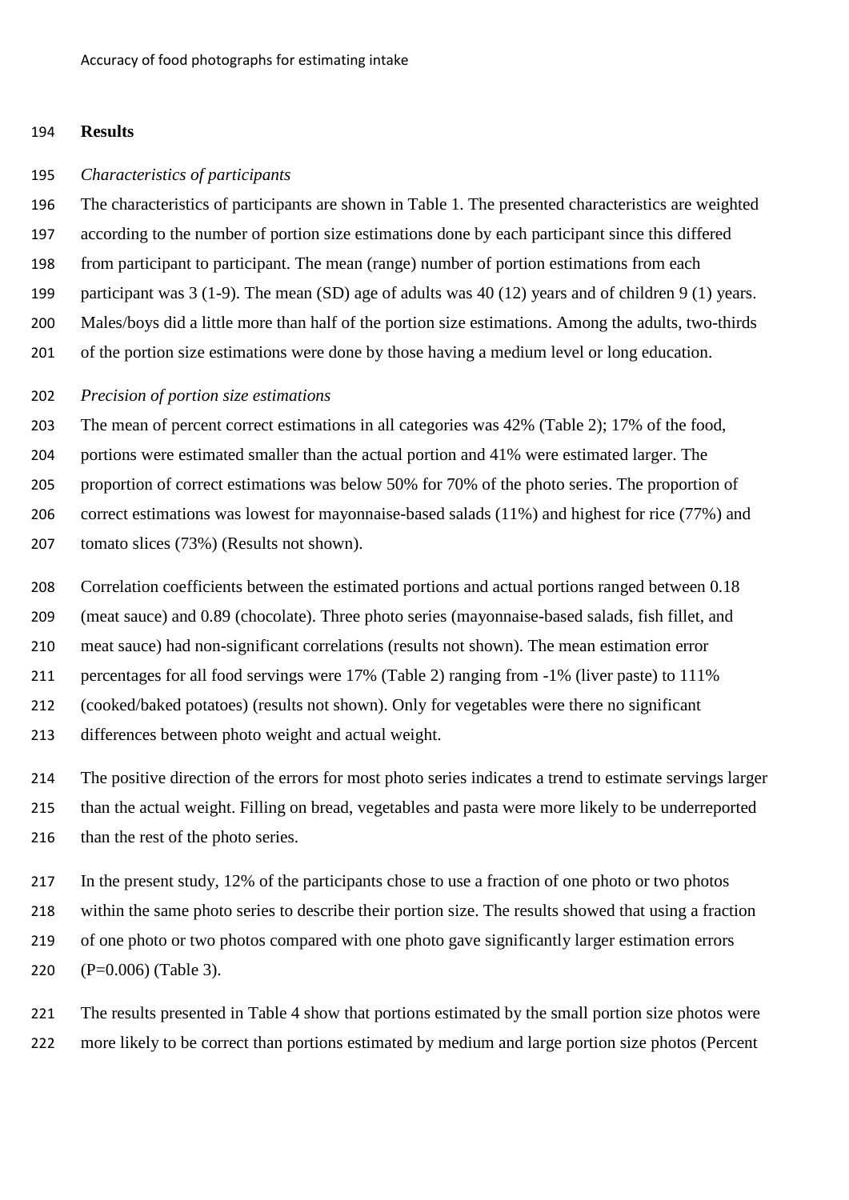## Results

*Characteristics of participants*

The characteristics of participants are shown in Table 1. The presented characteristics are weighted according to the number of portion size estimations done by each participant since this differed from participant to participant. The mean (range) number of portion estimations from each participant was 3 (1-9). The mean (SD) age of adults was 40 (12) years and of children 9 (1) years. Males/boys did a little more than half of the portion size estimations. Among the adults, two-thirds of the portion size estimations were done by those having a medium level or long education.

*Precision of portion size estimations*

The mean of percent correct estimations in all categories was 42% (Table 2); 17% of the food, portions were estimated smaller than the actual portion and 41% were estimated larger. The proportion of correct estimations was below 50% for 70% of the photo series. The proportion of correct estimations was lowest for mayonnaise-based salads (11%) and highest for rice (77%) and tomato slices (73%) (Results not shown).

Correlation coefficients between the estimated portions and actual portions ranged between 0.18 (meat sauce) and 0.89 (chocolate). Three photo series (mayonnaise-based salads, fish fillet, and meat sauce) had non-significant correlations (results not shown). The mean estimation error percentages for all food servings were 17% (Table 2) ranging from -1% (liver paste) to 111% (cooked/baked potatoes) (results not shown). Only for vegetables were there no significant differences between photo weight and actual weight.

The positive direction of the errors for most photo series indicates a trend to estimate servings larger than the actual weight. Filling on bread, vegetables and pasta were more likely to be underreported than the rest of the photo series.

In the present study, 12% of the participants chose to use a fraction of one photo or two photos within the same photo series to describe their portion size. The results showed that using a fraction of one photo or two photos compared with one photo gave significantly larger estimation errors (P=0.006) (Table 3).

The results presented in Table 4 show that portions estimated by the small portion size photos were more likely to be correct than portions estimated by medium and large portion size photos (Percent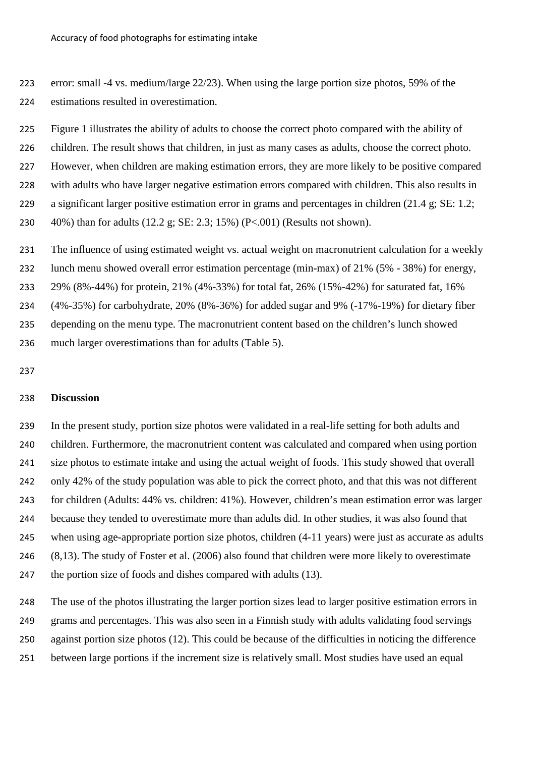error: small -4 vs. medium/large 22/23). When using the large portion size photos, 59% of the estimations resulted in overestimation.

Figure 1 illustrates the ability of adults to choose the correct photo compared with the ability of children. The result shows that children, in just as many cases as adults, choose the correct photo. However, when children are making estimation errors, they are more likely to be positive compared with adults who have larger negative estimation errors compared with children. This also results in a significant larger positive estimation error in grams and percentages in children (21.4 g; SE: 1.2; 40%) than for adults (12.2 g; SE: 2.3; 15%) (P<.001) (Results not shown).

The influence of using estimated weight vs. actual weight on macronutrient calculation for a weekly lunch menu showed overall error estimation percentage (min-max) of 21% (5% - 38%) for energy, 29% (8%-44%) for protein, 21% (4%-33%) for total fat, 26% (15%-42%) for saturated fat, 16% (4%-35%) for carbohydrate, 20% (8%-36%) for added sugar and 9% (-17%-19%) for dietary fiber depending on the menu type. The macronutrient content based on the children's lunch showed much larger overestimations than for adults (Table 5).

## Discussion

In the present study, portion size photos were validated in a real-life setting for both adults and children. Furthermore, the macronutrient content was calculated and compared when using portion size photos to estimate intake and using the actual weight of foods. This study showed that overall only 42% of the study population was able to pick the correct photo, and that this was not different for children (Adults: 44% vs. children: 41%). However, children's mean estimation error was larger because they tended to overestimate more than adults did. In other studies, it was also found that when using age-appropriate portion size photos, children (4-11 years) were just as accurate as adults (8,13). The study of Foster et al. (2006) also found that children were more likely to overestimate the portion size of foods and dishes compared with adults (13).

The use of the photos illustrating the larger portion sizes lead to larger positive estimation errors in grams and percentages. This was also seen in a Finnish study with adults validating food servings against portion size photos (12). This could be because of the difficulties in noticing the difference between large portions if the increment size is relatively small. Most studies have used an equal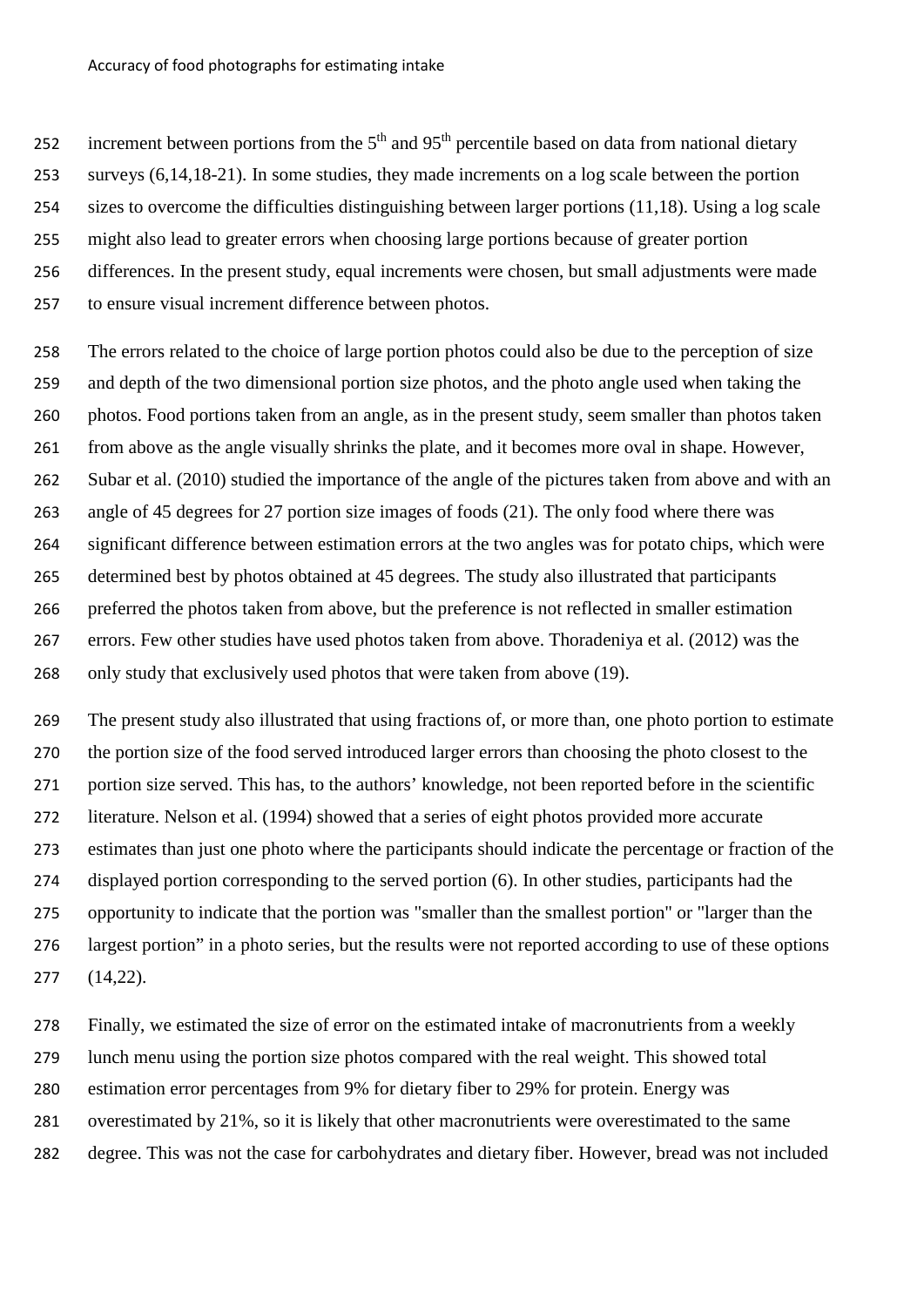increment between portions from the 5th and 95th percentile based on data from national dietary surveys (6,14,18-21). In some studies, they made increments on a log scale between the portion sizes to overcome the difficulties distinguishing between larger portions (11,18). Using a log scale might also lead to greater errors when choosing large portions because of greater portion differences. In the present study, equal increments were chosen, but small adjustments were made to ensure visual increment difference between photos.

The errors related to the choice of large portion photos could also be due to the perception of size and depth of the two dimensional portion size photos, and the photo angle used when taking the photos. Food portions taken from an angle, as in the present study, seem smaller than photos taken from above as the angle visually shrinks the plate, and it becomes more oval in shape. However, Subar et al. (2010) studied the importance of the angle of the pictures taken from above and with an angle of 45 degrees for 27 portion size images of foods (21). The only food where there was significant difference between estimation errors at the two angles was for potato chips, which were determined best by photos obtained at 45 degrees. The study also illustrated that participants preferred the photos taken from above, but the preference is not reflected in smaller estimation errors. Few other studies have used photos taken from above. Thoradeniya et al. (2012) was the only study that exclusively used photos that were taken from above (19).

The present study also illustrated that using fractions of, or more than, one photo portion to estimate the portion size of the food served introduced larger errors than choosing the photo closest to the portion size served. This has, to the authors' knowledge, not been reported before in the scientific literature. Nelson et al. (1994) showed that a series of eight photos provided more accurate estimates than just one photo where the participants should indicate the percentage or fraction of the displayed portion corresponding to the served portion (6). In other studies, participants had the opportunity to indicate that the portion was "smaller than the smallest portion" or "larger than the largest portion" in a photo series, but the results were not reported according to use of these options (14,22).

Finally, we estimated the size of error on the estimated intake of macronutrients from a weekly lunch menu using the portion size photos compared with the real weight. This showed total estimation error percentages from 9% for dietary fiber to 29% for protein. Energy was overestimated by 21%, so it is likely that other macronutrients were overestimated to the same degree. This was not the case for carbohydrates and dietary fiber. However, bread was not included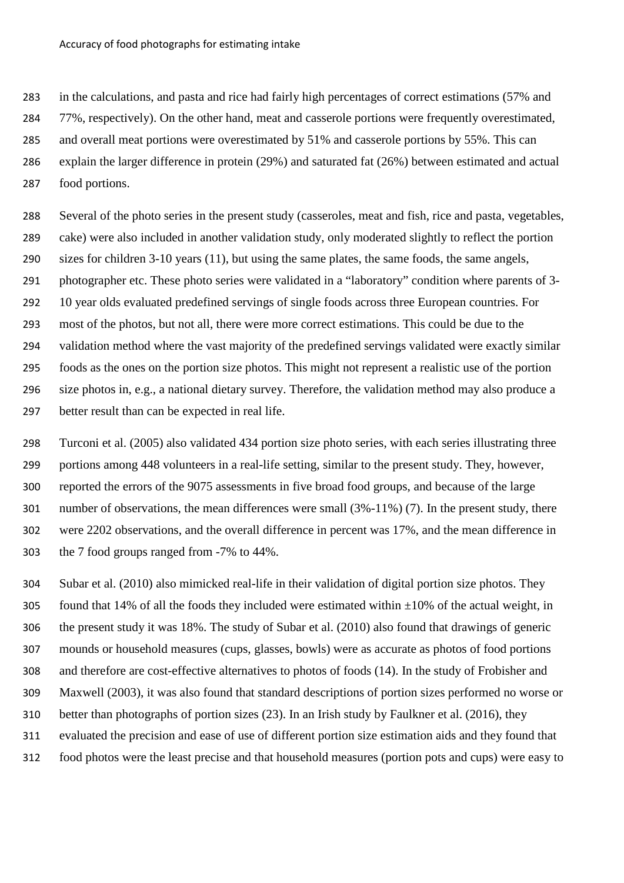in the calculations, and pasta and rice had fairly high percentages of correct estimations (57% and 77%, respectively). On the other hand, meat and casserole portions were frequently overestimated, and overall meat portions were overestimated by 51% and casserole portions by 55%. This can explain the larger difference in protein (29%) and saturated fat (26%) between estimated and actual food portions.

Several of the photo series in the present study (casseroles, meat and fish, rice and pasta, vegetables, cake) were also included in another validation study, only moderated slightly to reflect the portion sizes for children 3-10 years (11), but using the same plates, the same foods, the same angels, photographer etc. These photo series were validated in a "laboratory" condition where parents of 3-10 year olds evaluated predefined servings of single foods across three European countries. For most of the photos, but not all, there were more correct estimations. This could be due to the validation method where the vast majority of the predefined servings validated were exactly similar foods as the ones on the portion size photos. This might not represent a realistic use of the portion size photos in, e.g., a national dietary survey. Therefore, the validation method may also produce a better result than can be expected in real life.

Turconi et al. (2005) also validated 434 portion size photo series, with each series illustrating three portions among 448 volunteers in a real-life setting, similar to the present study. They, however, reported the errors of the 9075 assessments in five broad food groups, and because of the large number of observations, the mean differences were small (3%-11%) (7). In the present study, there were 2202 observations, and the overall difference in percent was 17%, and the mean difference in the 7 food groups ranged from -7% to 44%.

Subar et al. (2010) also mimicked real-life in their validation of digital portion size photos. They found that 14% of all the foods they included were estimated within ±10% of the actual weight, in the present study it was 18%. The study of Subar et al. (2010) also found that drawings of generic mounds or household measures (cups, glasses, bowls) were as accurate as photos of food portions and therefore are cost-effective alternatives to photos of foods (14). In the study of Frobisher and Maxwell (2003), it was also found that standard descriptions of portion sizes performed no worse or better than photographs of portion sizes (23). In an Irish study by Faulkner et al. (2016), they evaluated the precision and ease of use of different portion size estimation aids and they found that food photos were the least precise and that household measures (portion pots and cups) were easy to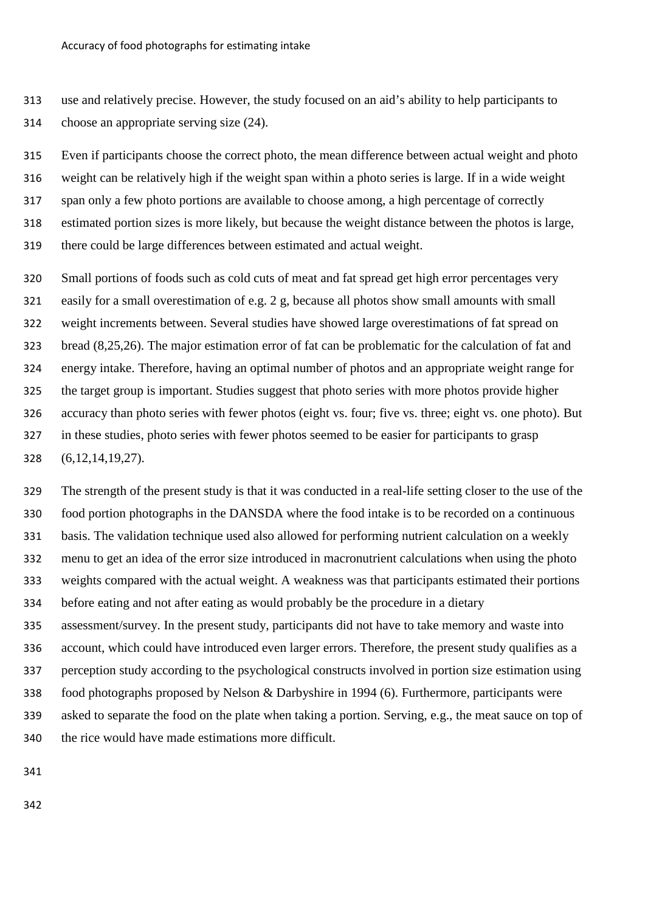use and relatively precise. However, the study focused on an aid's ability to help participants to choose an appropriate serving size (24).

Even if participants choose the correct photo, the mean difference between actual weight and photo weight can be relatively high if the weight span within a photo series is large. If in a wide weight span only a few photo portions are available to choose among, a high percentage of correctly estimated portion sizes is more likely, but because the weight distance between the photos is large, there could be large differences between estimated and actual weight.

Small portions of foods such as cold cuts of meat and fat spread get high error percentages very easily for a small overestimation of e.g. 2 g, because all photos show small amounts with small weight increments between. Several studies have showed large overestimations of fat spread on bread (8,25,26). The major estimation error of fat can be problematic for the calculation of fat and energy intake. Therefore, having an optimal number of photos and an appropriate weight range for the target group is important. Studies suggest that photo series with more photos provide higher accuracy than photo series with fewer photos (eight vs. four; five vs. three; eight vs. one photo). But in these studies, photo series with fewer photos seemed to be easier for participants to grasp (6,12,14,19,27).

The strength of the present study is that it was conducted in a real-life setting closer to the use of the food portion photographs in the DANSDA where the food intake is to be recorded on a continuous basis. The validation technique used also allowed for performing nutrient calculation on a weekly menu to get an idea of the error size introduced in macronutrient calculations when using the photo weights compared with the actual weight. A weakness was that participants estimated their portions before eating and not after eating as would probably be the procedure in a dietary assessment/survey. In the present study, participants did not have to take memory and waste into account, which could have introduced even larger errors. Therefore, the present study qualifies as a perception study according to the psychological constructs involved in portion size estimation using food photographs proposed by Nelson & Darbyshire in 1994 (6). Furthermore, participants were asked to separate the food on the plate when taking a portion. Serving, e.g., the meat sauce on top of the rice would have made estimations more difficult.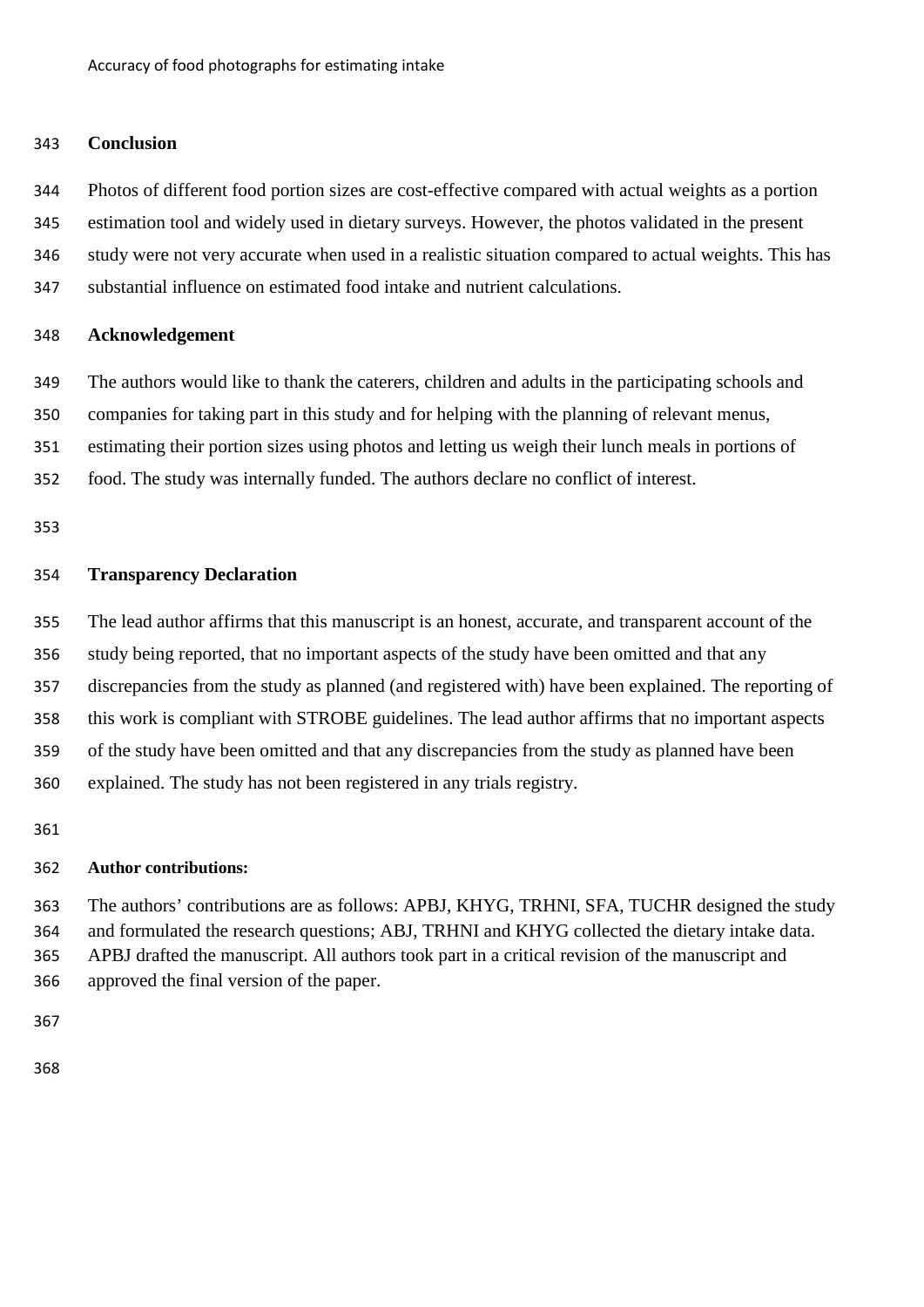## Conclusion

Photos of different food portion sizes are cost-effective compared with actual weights as a portion estimation tool and widely used in dietary surveys. However, the photos validated in the present study were not very accurate when used in a realistic situation compared to actual weights. This has substantial influence on estimated food intake and nutrient calculations.

## Acknowledgement

The authors would like to thank the caterers, children and adults in the participating schools and companies for taking part in this study and for helping with the planning of relevant menus, estimating their portion sizes using photos and letting us weigh their lunch meals in portions of food. The study was internally funded. The authors declare no conflict of interest.

## Transparency Declaration

The lead author affirms that this manuscript is an honest, accurate, and transparent account of the study being reported, that no important aspects of the study have been omitted and that any discrepancies from the study as planned (and registered with) have been explained. The reporting of this work is compliant with STROBE guidelines. The lead author affirms that no important aspects of the study have been omitted and that any discrepancies from the study as planned have been explained. The study has not been registered in any trials registry.

### Author contributions:

The authors' contributions are as follows: APBJ, KHYG, TRHNI, SFA, TUCHR designed the study and formulated the research questions; ABJ, TRHNI and KHYG collected the dietary intake data. APBJ drafted the manuscript. All authors took part in a critical revision of the manuscript and approved the final version of the paper.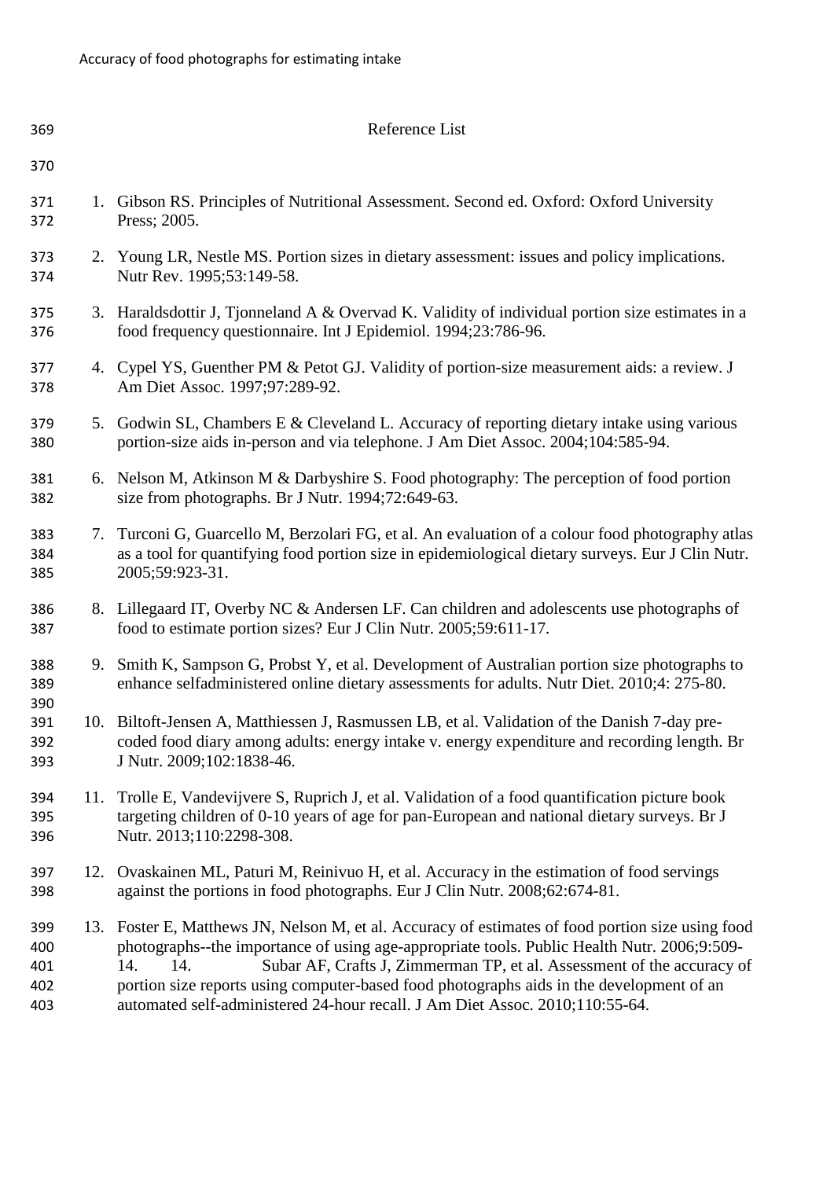# Reference List

1. Gibson RS. Principles of Nutritional Assessment. Second ed. Oxford: Oxford University Press; 2005.
2. Young LR, Nestle MS. Portion sizes in dietary assessment: issues and policy implications. Nutr Rev. 1995;53:149-58.
3. Haraldsdottir J, Tjonneland A & Overvad K. Validity of individual portion size estimates in a food frequency questionnaire. Int J Epidemiol. 1994;23:786-96.
4. Cypel YS, Guenther PM & Petot GJ. Validity of portion-size measurement aids: a review. J Am Diet Assoc. 1997;97:289-92.
5. Godwin SL, Chambers E & Cleveland L. Accuracy of reporting dietary intake using various portion-size aids in-person and via telephone. J Am Diet Assoc. 2004;104:585-94.
6. Nelson M, Atkinson M & Darbyshire S. Food photography: The perception of food portion size from photographs. Br J Nutr. 1994;72:649-63.
7. Turconi G, Guarcello M, Berzolari FG, et al. An evaluation of a colour food photography atlas as a tool for quantifying food portion size in epidemiological dietary surveys. Eur J Clin Nutr. 2005;59:923-31.
8. Lillegaard IT, Overby NC & Andersen LF. Can children and adolescents use photographs of food to estimate portion sizes? Eur J Clin Nutr. 2005;59:611-17.
9. Smith K, Sampson G, Probst Y, et al. Development of Australian portion size photographs to enhance selfadministered online dietary assessments for adults. Nutr Diet. 2010;4: 275-80.
10. Biltoft-Jensen A, Matthiessen J, Rasmussen LB, et al. Validation of the Danish 7-day pre-coded food diary among adults: energy intake v. energy expenditure and recording length. Br J Nutr. 2009;102:1838-46.
11. Trolle E, Vandevijvere S, Ruprich J, et al. Validation of a food quantification picture book targeting children of 0-10 years of age for pan-European and national dietary surveys. Br J Nutr. 2013;110:2298-308.
12. Ovaskainen ML, Paturi M, Reinivuo H, et al. Accuracy in the estimation of food servings against the portions in food photographs. Eur J Clin Nutr. 2008;62:674-81.
13. Foster E, Matthews JN, Nelson M, et al. Accuracy of estimates of food portion size using food photographs--the importance of using age-appropriate tools. Public Health Nutr. 2006;9:509-14.
14. Subar AF, Crafts J, Zimmerman TP, et al. Assessment of the accuracy of portion size reports using computer-based food photographs aids in the development of an automated self-administered 24-hour recall. J Am Diet Assoc. 2010;110:55-64.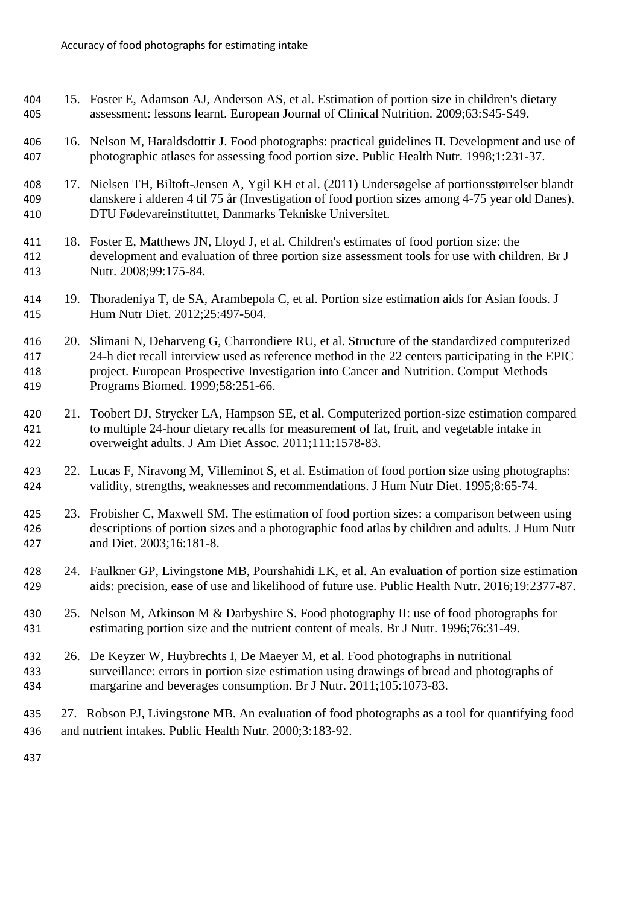15. Foster E, Adamson AJ, Anderson AS, et al. Estimation of portion size in children's dietary assessment: lessons learnt. European Journal of Clinical Nutrition. 2009;63:S45-S49.

16. Nelson M, Haraldsdottir J. Food photographs: practical guidelines II. Development and use of photographic atlases for assessing food portion size. Public Health Nutr. 1998;1:231-37.

17. Nielsen TH, Biltoft-Jensen A, Ygil KH et al. (2011) Undersøgelse af portionsstørrelser blandt danskere i alderen 4 til 75 år (Investigation of food portion sizes among 4-75 year old Danes). DTU Fødevareinstituttet, Danmarks Tekniske Universitet.

18. Foster E, Matthews JN, Lloyd J, et al. Children's estimates of food portion size: the development and evaluation of three portion size assessment tools for use with children. Br J Nutr. 2008;99:175-84.

19. Thoradeniya T, de SA, Arambepola C, et al. Portion size estimation aids for Asian foods. J Hum Nutr Diet. 2012;25:497-504.

20. Slimani N, Deharveng G, Charrondiere RU, et al. Structure of the standardized computerized 24-h diet recall interview used as reference method in the 22 centers participating in the EPIC project. European Prospective Investigation into Cancer and Nutrition. Comput Methods Programs Biomed. 1999;58:251-66.

21. Toobert DJ, Strycker LA, Hampson SE, et al. Computerized portion-size estimation compared to multiple 24-hour dietary recalls for measurement of fat, fruit, and vegetable intake in overweight adults. J Am Diet Assoc. 2011;111:1578-83.

22. Lucas F, Niravong M, Villeminot S, et al. Estimation of food portion size using photographs: validity, strengths, weaknesses and recommendations. J Hum Nutr Diet. 1995;8:65-74.

23. Frobisher C, Maxwell SM. The estimation of food portion sizes: a comparison between using descriptions of portion sizes and a photographic food atlas by children and adults. J Hum Nutr and Diet. 2003;16:181-8.

24. Faulkner GP, Livingstone MB, Pourshahidi LK, et al. An evaluation of portion size estimation aids: precision, ease of use and likelihood of future use. Public Health Nutr. 2016;19:2377-87.

25. Nelson M, Atkinson M & Darbyshire S. Food photography II: use of food photographs for estimating portion size and the nutrient content of meals. Br J Nutr. 1996;76:31-49.

26. De Keyzer W, Huybrechts I, De Maeyer M, et al. Food photographs in nutritional surveillance: errors in portion size estimation using drawings of bread and photographs of margarine and beverages consumption. Br J Nutr. 2011;105:1073-83.

27. Robson PJ, Livingstone MB. An evaluation of food photographs as a tool for quantifying food and nutrient intakes. Public Health Nutr. 2000;3:183-92.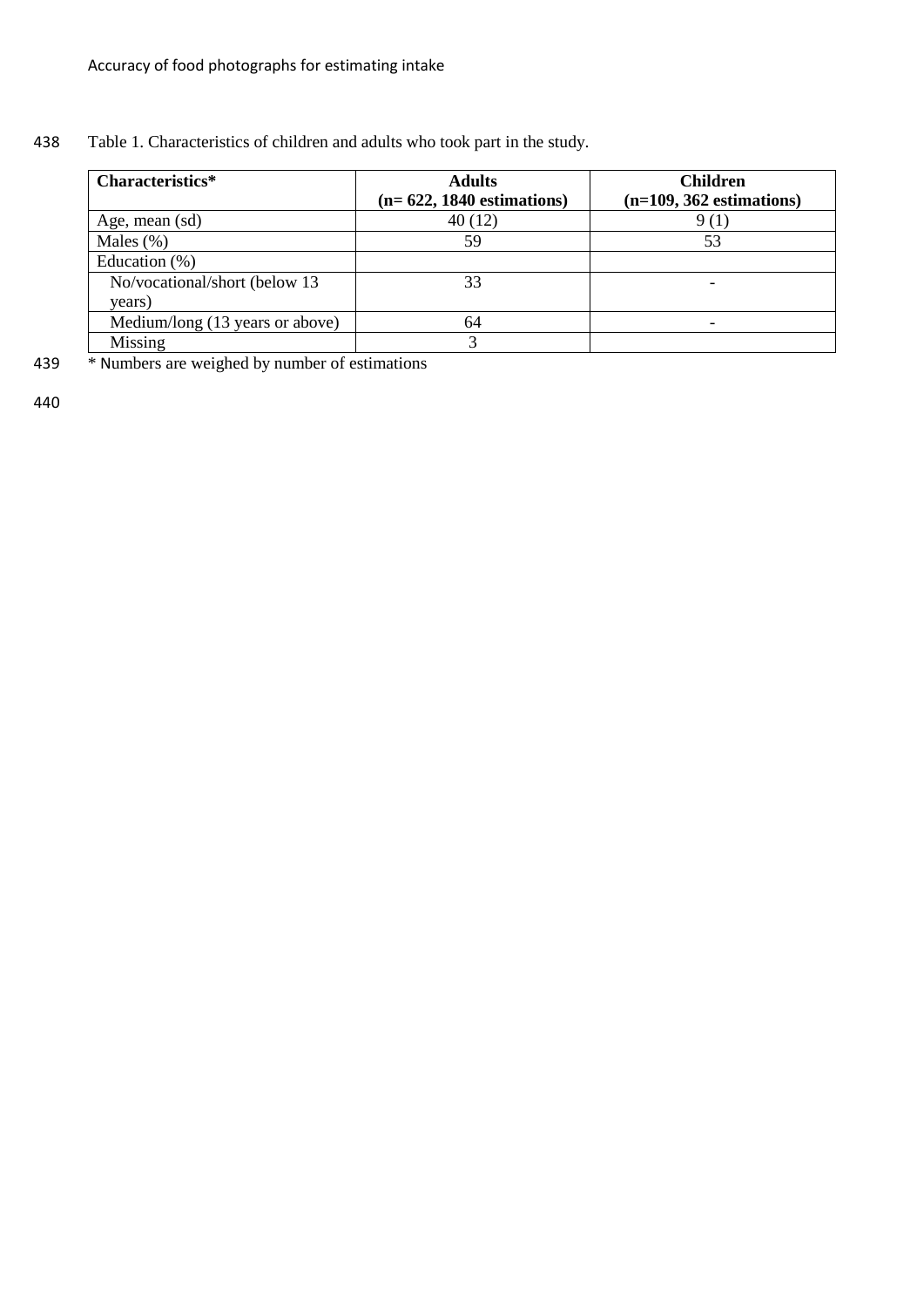Table 1. Characteristics of children and adults who took part in the study.

| Characteristics* | Adults (n= 622, 1840 estimations) | Children (n=109, 362 estimations) |
|---|---|---|
| Age, mean (sd) | 40 (12) | 9 (1) |
| Males (%) | 59 | 53 |
| Education (%) | | |
| No/vocational/short (below 13 years) | 33 | - |
| Medium/long (13 years or above) | 64 | - |
| Missing | 3 | |

* Numbers are weighed by number of estimations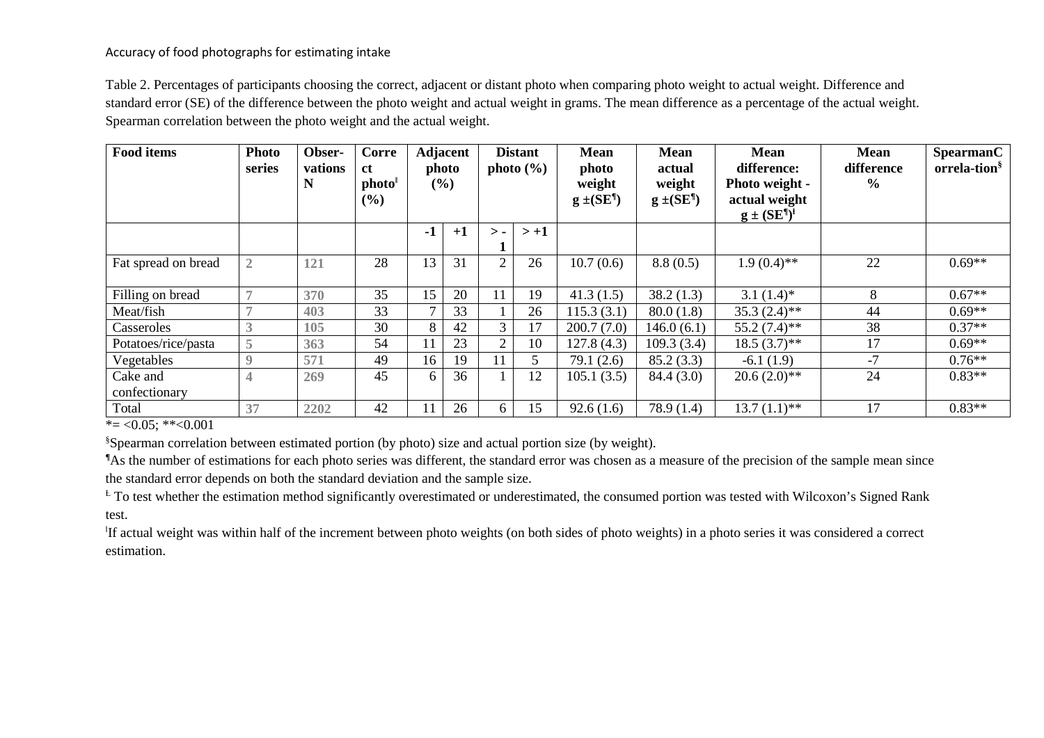Table 2. Percentages of participants choosing the correct, adjacent or distant photo when comparing photo weight to actual weight. Difference and standard error (SE) of the difference between the photo weight and actual weight in grams. The mean difference as a percentage of the actual weight. Spearman correlation between the photo weight and the actual weight.

| Food items | Photo series | Obser-vations N | Correct photo[ǀ] (%) | Adjacent photo (%) | | Distant photo (%) | | Mean photo weight g ±(SE[¶]) | Mean actual weight g ±(SE[¶]) | Mean difference: Photo weight - actual weight g ± (SE[¶])[Ⱡ] | Mean difference % | Spearman Correlation[§] |
|---|---|---|---|---|---|---|---|---|---|---|---|---|
| | | | | -1 | +1 | > -1 | > +1 | | | | | |
| Fat spread on bread | 2 | 121 | 28 | 13 | 31 | 2 | 26 | 10.7 (0.6) | 8.8 (0.5) | 1.9 (0.4)** | 22 | 0.69** |
| Filling on bread | 7 | 370 | 35 | 15 | 20 | 11 | 19 | 41.3 (1.5) | 38.2 (1.3) | 3.1 (1.4)* | 8 | 0.67** |
| Meat/fish | 7 | 403 | 33 | 7 | 33 | 1 | 26 | 115.3 (3.1) | 80.0 (1.8) | 35.3 (2.4)** | 44 | 0.69** |
| Casseroles | 3 | 105 | 30 | 8 | 42 | 3 | 17 | 200.7 (7.0) | 146.0 (6.1) | 55.2 (7.4)** | 38 | 0.37** |
| Potatoes/rice/pasta | 5 | 363 | 54 | 11 | 23 | 2 | 10 | 127.8 (4.3) | 109.3 (3.4) | 18.5 (3.7)** | 17 | 0.69** |
| Vegetables | 9 | 571 | 49 | 16 | 19 | 11 | 5 | 79.1 (2.6) | 85.2 (3.3) | -6.1 (1.9) | -7 | 0.76** |
| Cake and confectionary | 4 | 269 | 45 | 6 | 36 | 1 | 12 | 105.1 (3.5) | 84.4 (3.0) | 20.6 (2.0)** | 24 | 0.83** |
| Total | 37 | 2202 | 42 | 11 | 26 | 6 | 15 | 92.6 (1.6) | 78.9 (1.4) | 13.7 (1.1)** | 17 | 0.83** |

*= <0.05; **<0.001

[§]Spearman correlation between estimated portion (by photo) size and actual portion size (by weight).

[¶]As the number of estimations for each photo series was different, the standard error was chosen as a measure of the precision of the sample mean since the standard error depends on both the standard deviation and the sample size.

[Ⱡ] To test whether the estimation method significantly overestimated or underestimated, the consumed portion was tested with Wilcoxon's Signed Rank test.

[ǀ]If actual weight was within half of the increment between photo weights (on both sides of photo weights) in a photo series it was considered a correct estimation.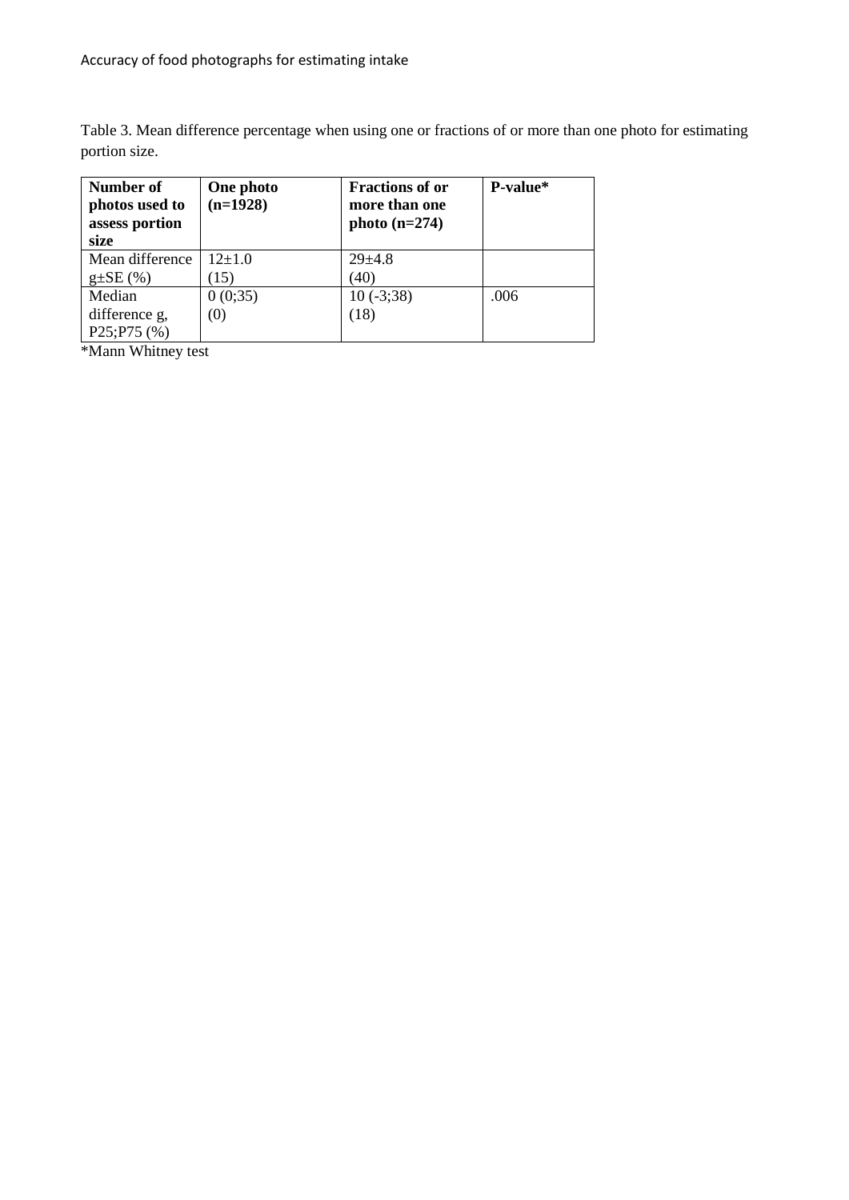Table 3. Mean difference percentage when using one or fractions of or more than one photo for estimating portion size.

| Number of photos used to assess portion size | One photo (n=1928) | Fractions of or more than one photo (n=274) | P-value* |
|---|---|---|---|
| Mean difference g±SE (%) | 12±1.0 (15) | 29±4.8 (40) | |
| Median difference g, P25;P75 (%) | 0 (0;35) (0) | 10 (-3;38) (18) | .006 |

*Mann Whitney test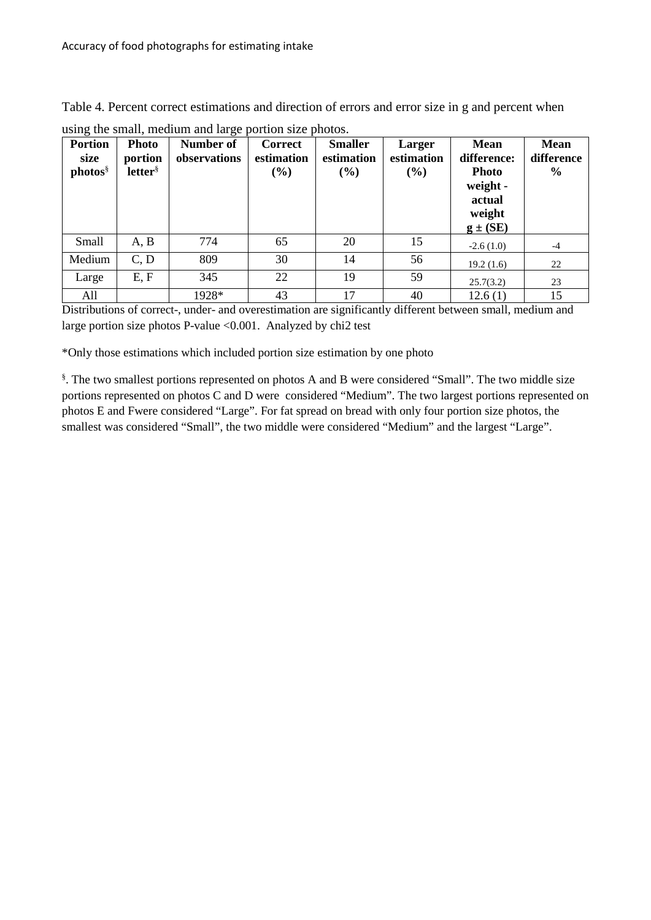Table 4. Percent correct estimations and direction of errors and error size in g and percent when using the small, medium and large portion size photos.

| Portion size photos[§] | Photo portion letter[§] | Number of observations | Correct estimation (%) | Smaller estimation (%) | Larger estimation (%) | Mean difference: Photo weight - actual weight g ± (SE) | Mean difference % |
|---|---|---|---|---|---|---|---|
| Small | A, B | 774 | 65 | 20 | 15 | -2.6 (1.0) | -4 |
| Medium | C, D | 809 | 30 | 14 | 56 | 19.2 (1.6) | 22 |
| Large | E, F | 345 | 22 | 19 | 59 | 25.7(3.2) | 23 |
| All | | 1928* | 43 | 17 | 40 | 12.6 (1) | 15 |

Distributions of correct-, under- and overestimation are significantly different between small, medium and large portion size photos P-value <0.001. Analyzed by chi2 test

*Only those estimations which included portion size estimation by one photo

[§]. The two smallest portions represented on photos A and B were considered "Small". The two middle size portions represented on photos C and D were considered "Medium". The two largest portions represented on photos E and Fwere considered "Large". For fat spread on bread with only four portion size photos, the smallest was considered "Small", the two middle were considered "Medium" and the largest "Large".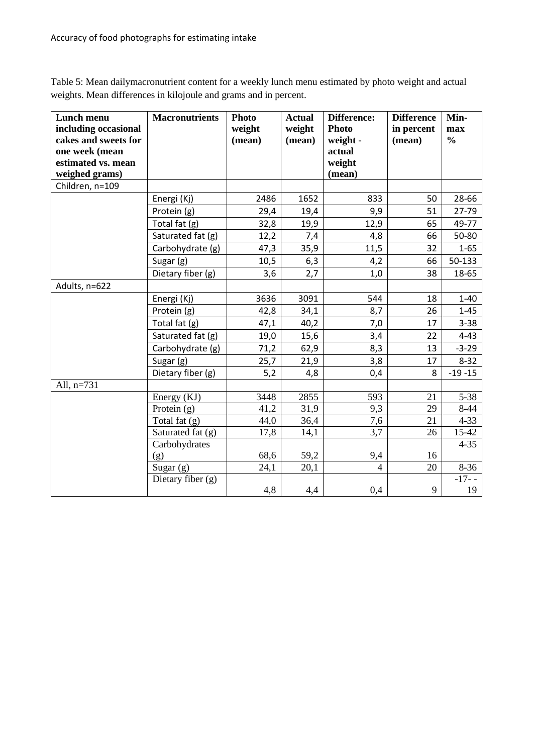Table 5: Mean dailymacronutrient content for a weekly lunch menu estimated by photo weight and actual weights. Mean differences in kilojoule and grams and in percent.

| Lunch menu including occasional cakes and sweets for one week (mean estimated vs. mean weighed grams) | Macronutrients | Photo weight (mean) | Actual weight (mean) | Difference: Photo weight - actual weight (mean) | Difference in percent (mean) | Min-max % |
|---|---|---|---|---|---|---|
| Children, n=109 | | | | | | |
| | Energi (Kj) | 2486 | 1652 | 833 | 50 | 28-66 |
| | Protein (g) | 29,4 | 19,4 | 9,9 | 51 | 27-79 |
| | Total fat (g) | 32,8 | 19,9 | 12,9 | 65 | 49-77 |
| | Saturated fat (g) | 12,2 | 7,4 | 4,8 | 66 | 50-80 |
| | Carbohydrate (g) | 47,3 | 35,9 | 11,5 | 32 | 1-65 |
| | Sugar (g) | 10,5 | 6,3 | 4,2 | 66 | 50-133 |
| | Dietary fiber (g) | 3,6 | 2,7 | 1,0 | 38 | 18-65 |
| Adults, n=622 | | | | | | |
| | Energi (Kj) | 3636 | 3091 | 544 | 18 | 1-40 |
| | Protein (g) | 42,8 | 34,1 | 8,7 | 26 | 1-45 |
| | Total fat (g) | 47,1 | 40,2 | 7,0 | 17 | 3-38 |
| | Saturated fat (g) | 19,0 | 15,6 | 3,4 | 22 | 4-43 |
| | Carbohydrate (g) | 71,2 | 62,9 | 8,3 | 13 | -3-29 |
| | Sugar (g) | 25,7 | 21,9 | 3,8 | 17 | 8-32 |
| | Dietary fiber (g) | 5,2 | 4,8 | 0,4 | 8 | -19 -15 |
| All, n=731 | | | | | | |
| | Energy (KJ) | 3448 | 2855 | 593 | 21 | 5-38 |
| | Protein (g) | 41,2 | 31,9 | 9,3 | 29 | 8-44 |
| | Total fat (g) | 44,0 | 36,4 | 7,6 | 21 | 4-33 |
| | Saturated fat (g) | 17,8 | 14,1 | 3,7 | 26 | 15-42 |
| | Carbohydrates (g) | 68,6 | 59,2 | 9,4 | 16 | 4-35 |
| | Sugar (g) | 24,1 | 20,1 | 4 | 20 | 8-36 |
| | Dietary fiber (g) | 4,8 | 4,4 | 0,4 | 9 | -17- -19 |